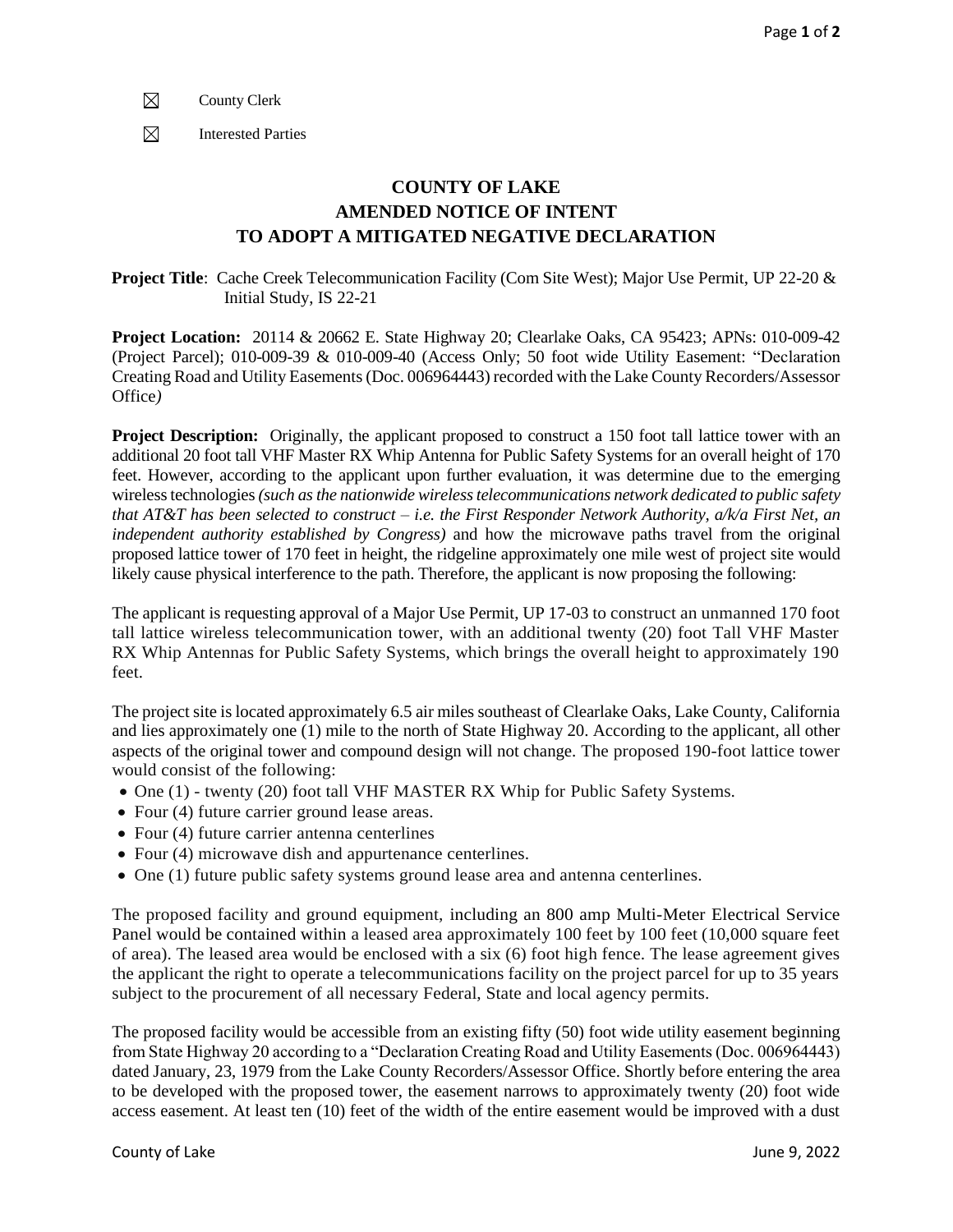☒ County Clerk

☒ Interested Parties

# COUNTY OF LAKE
# AMENDED NOTICE OF INTENT
# TO ADOPT A MITIGATED NEGATIVE DECLARATION

**Project Title**: Cache Creek Telecommunication Facility (Com Site West); Major Use Permit, UP 22-20 & Initial Study, IS 22-21

**Project Location:** 20114 & 20662 E. State Highway 20; Clearlake Oaks, CA 95423; APNs: 010-009-42 (Project Parcel); 010-009-39 & 010-009-40 (Access Only; 50 foot wide Utility Easement: "Declaration Creating Road and Utility Easements (Doc. 006964443) recorded with the Lake County Recorders/Assessor Office*)*

**Project Description:** Originally, the applicant proposed to construct a 150 foot tall lattice tower with an additional 20 foot tall VHF Master RX Whip Antenna for Public Safety Systems for an overall height of 170 feet. However, according to the applicant upon further evaluation, it was determine due to the emerging wireless technologies *(such as the nationwide wireless telecommunications network dedicated to public safety that AT&T has been selected to construct – i.e. the First Responder Network Authority, a/k/a First Net, an independent authority established by Congress)* and how the microwave paths travel from the original proposed lattice tower of 170 feet in height, the ridgeline approximately one mile west of project site would likely cause physical interference to the path. Therefore, the applicant is now proposing the following:

The applicant is requesting approval of a Major Use Permit, UP 17-03 to construct an unmanned 170 foot tall lattice wireless telecommunication tower, with an additional twenty (20) foot Tall VHF Master RX Whip Antennas for Public Safety Systems, which brings the overall height to approximately 190 feet.

The project site is located approximately 6.5 air miles southeast of Clearlake Oaks, Lake County, California and lies approximately one (1) mile to the north of State Highway 20. According to the applicant, all other aspects of the original tower and compound design will not change. The proposed 190-foot lattice tower would consist of the following:

- One (1) - twenty (20) foot tall VHF MASTER RX Whip for Public Safety Systems.
- Four (4) future carrier ground lease areas.
- Four (4) future carrier antenna centerlines
- Four (4) microwave dish and appurtenance centerlines.
- One (1) future public safety systems ground lease area and antenna centerlines.

The proposed facility and ground equipment, including an 800 amp Multi-Meter Electrical Service Panel would be contained within a leased area approximately 100 feet by 100 feet (10,000 square feet of area). The leased area would be enclosed with a six (6) foot high fence. The lease agreement gives the applicant the right to operate a telecommunications facility on the project parcel for up to 35 years subject to the procurement of all necessary Federal, State and local agency permits.

The proposed facility would be accessible from an existing fifty (50) foot wide utility easement beginning from State Highway 20 according to a "Declaration Creating Road and Utility Easements (Doc. 006964443) dated January, 23, 1979 from the Lake County Recorders/Assessor Office. Shortly before entering the area to be developed with the proposed tower, the easement narrows to approximately twenty (20) foot wide access easement. At least ten (10) feet of the width of the entire easement would be improved with a dust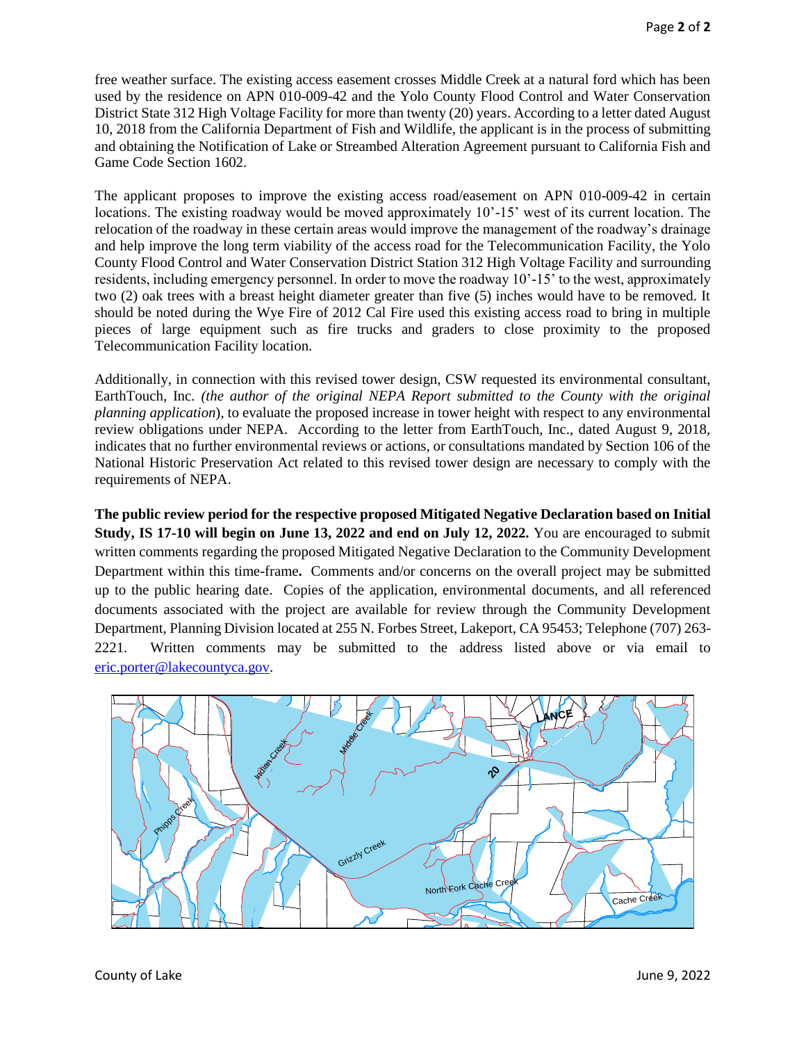free weather surface. The existing access easement crosses Middle Creek at a natural ford which has been used by the residence on APN 010-009-42 and the Yolo County Flood Control and Water Conservation District State 312 High Voltage Facility for more than twenty (20) years. According to a letter dated August 10, 2018 from the California Department of Fish and Wildlife, the applicant is in the process of submitting and obtaining the Notification of Lake or Streambed Alteration Agreement pursuant to California Fish and Game Code Section 1602.

The applicant proposes to improve the existing access road/easement on APN 010-009-42 in certain locations. The existing roadway would be moved approximately 10'-15' west of its current location. The relocation of the roadway in these certain areas would improve the management of the roadway's drainage and help improve the long term viability of the access road for the Telecommunication Facility, the Yolo County Flood Control and Water Conservation District Station 312 High Voltage Facility and surrounding residents, including emergency personnel. In order to move the roadway 10'-15' to the west, approximately two (2) oak trees with a breast height diameter greater than five (5) inches would have to be removed. It should be noted during the Wye Fire of 2012 Cal Fire used this existing access road to bring in multiple pieces of large equipment such as fire trucks and graders to close proximity to the proposed Telecommunication Facility location.

Additionally, in connection with this revised tower design, CSW requested its environmental consultant, EarthTouch, Inc. *(the author of the original NEPA Report submitted to the County with the original planning application*), to evaluate the proposed increase in tower height with respect to any environmental review obligations under NEPA. According to the letter from EarthTouch, Inc., dated August 9, 2018, indicates that no further environmental reviews or actions, or consultations mandated by Section 106 of the National Historic Preservation Act related to this revised tower design are necessary to comply with the requirements of NEPA.

**The public review period for the respective proposed Mitigated Negative Declaration based on Initial Study, IS 17-10 will begin on June 13, 2022 and end on July 12, 2022.** You are encouraged to submit written comments regarding the proposed Mitigated Negative Declaration to the Community Development Department within this time-frame**.** Comments and/or concerns on the overall project may be submitted up to the public hearing date. Copies of the application, environmental documents, and all referenced documents associated with the project are available for review through the Community Development Department, Planning Division located at 255 N. Forbes Street, Lakeport, CA 95453; Telephone (707) 263-2221. Written comments may be submitted to the address listed above or via email to eric.porter@lakecountyca.gov.

LANCE
Indian Creek
Middle Creek
20
Phipps Creek
Grizzly Creek
North Fork Cache Creek
Cache Creek